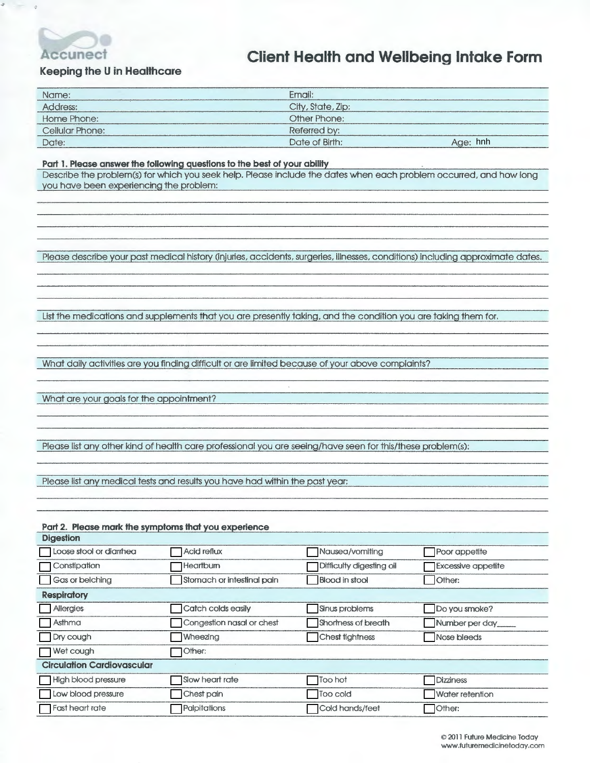Accunect

**Keeping the U in Healthcare**

# Client Health and Wellbeing Intake Form

| | |
|---|---|
| Name: | Email: |
| Address: | City, State, Zip: |
| Home Phone: | Other Phone: |
| Cellular Phone: | Referred by: |
| Date: | Date of Birth: Age: hnh |

**Part 1. Please answer the following questions to the best of your ability**

Describe the problem(s) for which you seek help. Please include the dates when each problem occurred, and how long you have been experiencing the problem:

Please describe your past medical history (injuries, accidents, surgeries, illnesses, conditions) including approximate dates.

List the medications and supplements that you are presently taking, and the condition you are taking them for.

What daily activities are you finding difficult or are limited because of your above complaints?

What are your goals for the appointment?

Please list any other kind of health care professional you are seeing/have seen for this/these problem(s):

Please list any medical tests and results you have had within the past year:

**Part 2. Please mark the symptoms that you experience**

**Digestion**

| | | | |
|---|---|---|---|
| ☐ Loose stool or diarrhea | ☐ Acid reflux | ☐ Nausea/vomiting | ☐ Poor appetite |
| ☐ Constipation | ☐ Heartburn | ☐ Difficulty digesting oil | ☐ Excessive appetite |
| ☐ Gas or belching | ☐ Stomach or intestinal pain | ☐ Blood in stool | ☐ Other: |

**Respiratory**

| | | | |
|---|---|---|---|
| ☐ Allergies | ☐ Catch colds easily | ☐ Sinus problems | ☐ Do you smoke? |
| ☐ Asthma | ☐ Congestion nasal or chest | ☐ Shortness of breath | ☐ Number per day____ |
| ☐ Dry cough | ☐ Wheezing | ☐ Chest tightness | ☐ Nose bleeds |
| ☐ Wet cough | ☐ Other: | | |

**Circulation Cardiovascular**

| | | | |
|---|---|---|---|
| ☐ High blood pressure | ☐ Slow heart rate | ☐ Too hot | ☐ Dizziness |
| ☐ Low blood pressure | ☐ Chest pain | ☐ Too cold | ☐ Water retention |
| ☐ Fast heart rate | ☐ Palpitations | ☐ Cold hands/feet | ☐ Other: |

© 2011 Future Medicine Today
www.futuremedicinetoday.com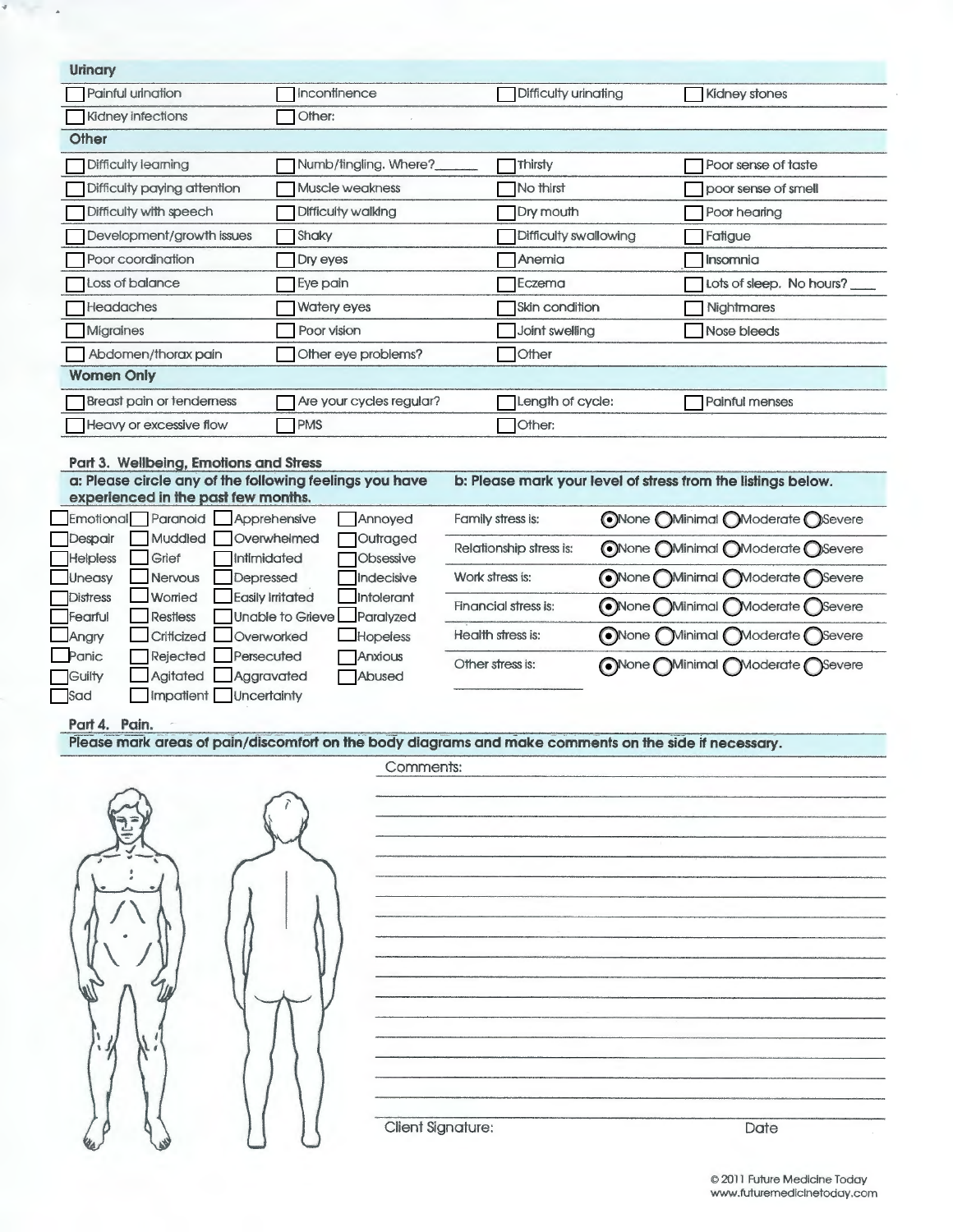## Urinary

| | | | |
|---|---|---|---|
| ☐ Painful urination | ☐ Incontinence | ☐ Difficulty urinating | ☐ Kidney stones |
| ☐ Kidney infections | ☐ Other: | | |

## Other

| | | | |
|---|---|---|---|
| ☐ Difficulty learning | ☐ Numb/tingling. Where?______ | ☐ Thirsty | ☐ Poor sense of taste |
| ☐ Difficulty paying attention | ☐ Muscle weakness | ☐ No thirst | ☐ poor sense of smell |
| ☐ Difficulty with speech | ☐ Difficulty walking | ☐ Dry mouth | ☐ Poor hearing |
| ☐ Development/growth issues | ☐ Shaky | ☐ Difficulty swallowing | ☐ Fatigue |
| ☐ Poor coordination | ☐ Dry eyes | ☐ Anemia | ☐ Insomnia |
| ☐ Loss of balance | ☐ Eye pain | ☐ Eczema | ☐ Lots of sleep. No hours? ____ |
| ☐ Headaches | ☐ Watery eyes | ☐ Skin condition | ☐ Nightmares |
| ☐ Migraines | ☐ Poor vision | ☐ Joint swelling | ☐ Nose bleeds |
| ☐ Abdomen/thorax pain | ☐ Other eye problems? | ☐ Other | |

## Women Only

| | | | |
|---|---|---|---|
| ☐ Breast pain or tenderness | ☐ Are your cycles regular? | ☐ Length of cycle: | ☐ Painful menses |
| ☐ Heavy or excessive flow | ☐ PMS | ☐ Other: | |

## Part 3. Wellbeing, Emotions and Stress

**a: Please circle any of the following feelings you have experienced in the past few months.**

| | | | |
|---|---|---|---|
| ☐ Emotional | ☐ Paranoid | ☐ Apprehensive | ☐ Annoyed |
| ☐ Despair | ☐ Muddled | ☐ Overwhelmed | ☐ Outraged |
| ☐ Helpless | ☐ Grief | ☐ Intimidated | ☐ Obsessive |
| ☐ Uneasy | ☐ Nervous | ☐ Depressed | ☐ Indecisive |
| ☐ Distress | ☐ Worried | ☐ Easily Irritated | ☐ Intolerant |
| ☐ Fearful | ☐ Restless | ☐ Unable to Grieve | ☐ Paralyzed |
| ☐ Angry | ☐ Criticized | ☐ Overworked | ☐ Hopeless |
| ☐ Panic | ☐ Rejected | ☐ Persecuted | ☐ Anxious |
| ☐ Guilty | ☐ Agitated | ☐ Aggravated | ☐ Abused |
| ☐ Sad | ☐ Impatient | ☐ Uncertainty | |

**b: Please mark your level of stress from the listings below.**

| | | | | |
|---|---|---|---|---|
| Family stress is: | ◉ None | ○ Minimal | ○ Moderate | ○ Severe |
| Relationship stress is: | ◉ None | ○ Minimal | ○ Moderate | ○ Severe |
| Work stress is: | ◉ None | ○ Minimal | ○ Moderate | ○ Severe |
| Financial stress is: | ◉ None | ○ Minimal | ○ Moderate | ○ Severe |
| Health stress is: | ◉ None | ○ Minimal | ○ Moderate | ○ Severe |
| Other stress is: ____________ | ◉ None | ○ Minimal | ○ Moderate | ○ Severe |

## Part 4. Pain.

**Please mark areas of pain/discomfort on the body diagrams and make comments on the side if necessary.**

Comments:

Client Signature: Date

© 2011 Future Medicine Today
www.futuremedicinetoday.com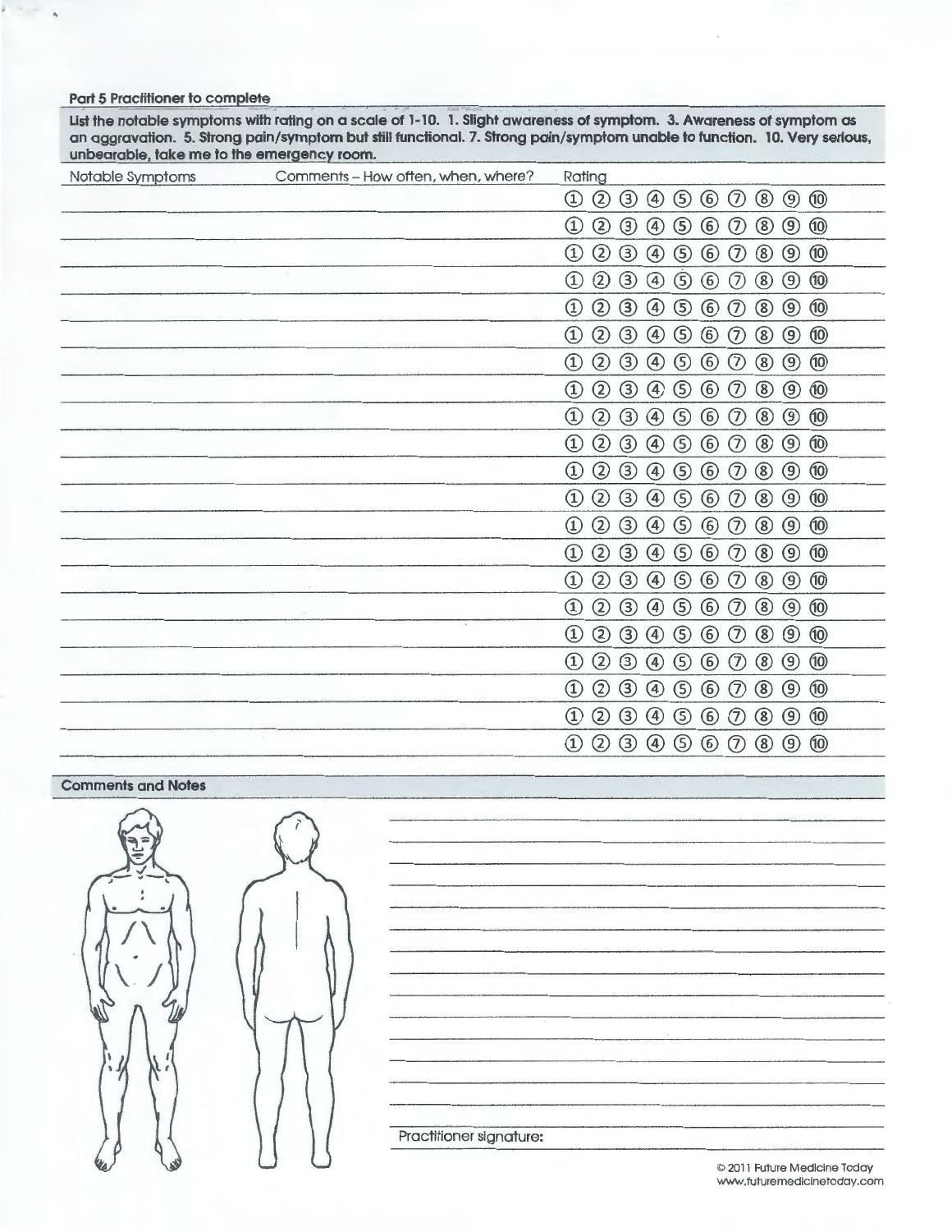**Part 5 Practitioner to complete**

**List the notable symptoms with rating on a scale of 1-10. 1. Slight awareness of symptom. 3. Awareness of symptom as an aggravation. 5. Strong pain/symptom but still functional. 7. Strong pain/symptom unable to function. 10. Very serious, unbearable, take me to the emergency room.**

| Notable Symptoms | Comments – How often, when, where? | Rating |
|---|---|---|
| | | ① ② ③ ④ ⑤ ⑥ ⑦ ⑧ ⑨ ⑩ |
| | | ① ② ③ ④ ⑤ ⑥ ⑦ ⑧ ⑨ ⑩ |
| | | ① ② ③ ④ ⑤ ⑥ ⑦ ⑧ ⑨ ⑩ |
| | | ① ② ③ ④ ⑤ ⑥ ⑦ ⑧ ⑨ ⑩ |
| | | ① ② ③ ④ ⑤ ⑥ ⑦ ⑧ ⑨ ⑩ |
| | | ① ② ③ ④ ⑤ ⑥ ⑦ ⑧ ⑨ ⑩ |
| | | ① ② ③ ④ ⑤ ⑥ ⑦ ⑧ ⑨ ⑩ |
| | | ① ② ③ ④ ⑤ ⑥ ⑦ ⑧ ⑨ ⑩ |
| | | ① ② ③ ④ ⑤ ⑥ ⑦ ⑧ ⑨ ⑩ |
| | | ① ② ③ ④ ⑤ ⑥ ⑦ ⑧ ⑨ ⑩ |
| | | ① ② ③ ④ ⑤ ⑥ ⑦ ⑧ ⑨ ⑩ |
| | | ① ② ③ ④ ⑤ ⑥ ⑦ ⑧ ⑨ ⑩ |
| | | ① ② ③ ④ ⑤ ⑥ ⑦ ⑧ ⑨ ⑩ |
| | | ① ② ③ ④ ⑤ ⑥ ⑦ ⑧ ⑨ ⑩ |
| | | ① ② ③ ④ ⑤ ⑥ ⑦ ⑧ ⑨ ⑩ |
| | | ① ② ③ ④ ⑤ ⑥ ⑦ ⑧ ⑨ ⑩ |
| | | ① ② ③ ④ ⑤ ⑥ ⑦ ⑧ ⑨ ⑩ |
| | | ① ② ③ ④ ⑤ ⑥ ⑦ ⑧ ⑨ ⑩ |
| | | ① ② ③ ④ ⑤ ⑥ ⑦ ⑧ ⑨ ⑩ |
| | | ① ② ③ ④ ⑤ ⑥ ⑦ ⑧ ⑨ ⑩ |
| | | ① ② ③ ④ ⑤ ⑥ ⑦ ⑧ ⑨ ⑩ |

**Comments and Notes**

Practitioner signature:

© 2011 Future Medicine Today
www.futuremedicinetoday.com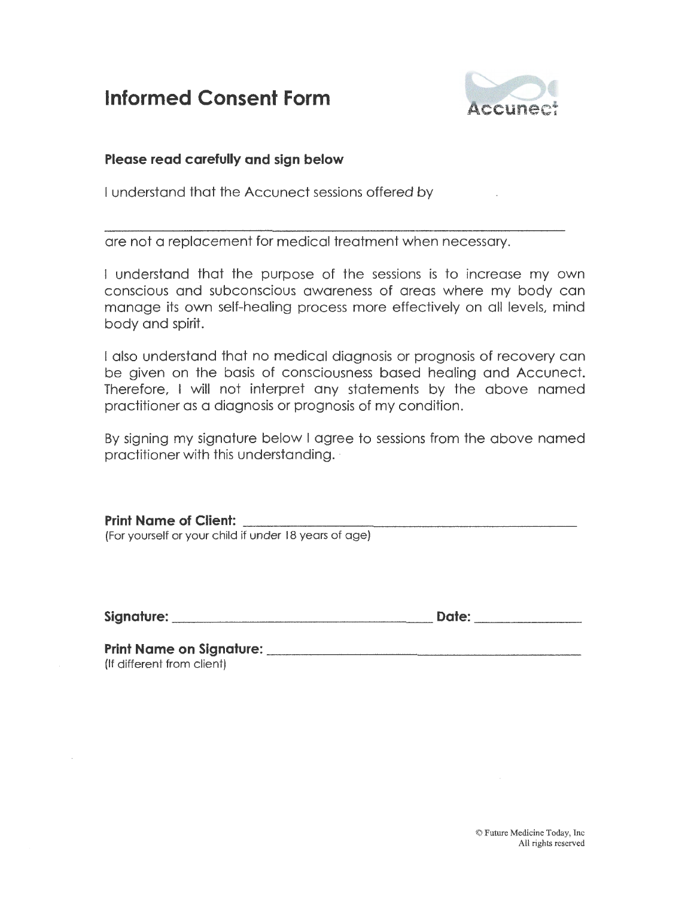# Informed Consent Form

Accunect

**Please read carefully and sign below**

I understand that the Accunect sessions offered by

\_\_\_\_\_\_\_\_\_\_\_\_\_\_\_\_\_\_\_\_\_\_\_\_\_\_\_\_\_\_\_\_\_\_\_\_\_\_\_\_\_\_\_\_\_\_\_\_\_\_\_\_

are not a replacement for medical treatment when necessary.

I understand that the purpose of the sessions is to increase my own conscious and subconscious awareness of areas where my body can manage its own self-healing process more effectively on all levels, mind body and spirit.

I also understand that no medical diagnosis or prognosis of recovery can be given on the basis of consciousness based healing and Accunect. Therefore, I will not interpret any statements by the above named practitioner as a diagnosis or prognosis of my condition.

By signing my signature below I agree to sessions from the above named practitioner with this understanding.

**Print Name of Client:** \_\_\_\_\_\_\_\_\_\_\_\_\_\_\_\_\_\_\_\_\_\_\_\_\_\_\_\_\_\_\_\_\_\_\_\_\_\_\_\_

(For yourself or your child if under 18 years of age)

**Signature:** \_\_\_\_\_\_\_\_\_\_\_\_\_\_\_\_\_\_\_\_\_\_\_\_\_\_\_\_\_\_\_\_ **Date:** \_\_\_\_\_\_\_\_\_\_\_\_

**Print Name on Signature:** \_\_\_\_\_\_\_\_\_\_\_\_\_\_\_\_\_\_\_\_\_\_\_\_\_\_\_\_\_\_\_\_\_\_\_\_\_\_

(If different from client)

© Future Medicine Today, Inc
All rights reserved